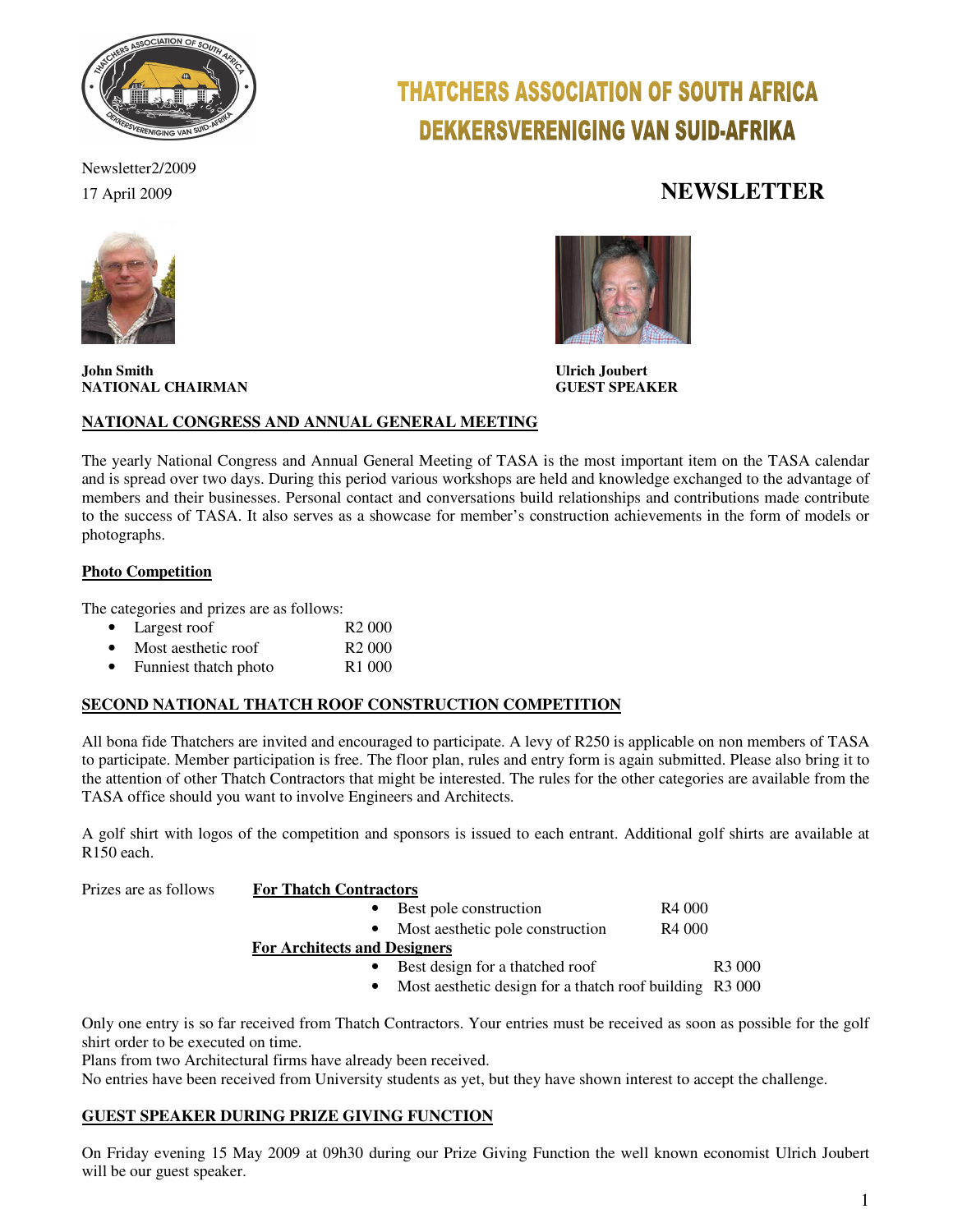# THATCHERS ASSOCIATION OF SOUTH AFRICA
# DEKKERSVERENIGING VAN SUID-AFRIKA

Newsletter2/2009
17 April 2009

## NEWSLETTER

**John Smith**
**NATIONAL CHAIRMAN**

**Ulrich Joubert**
**GUEST SPEAKER**

## NATIONAL CONGRESS AND ANNUAL GENERAL MEETING

The yearly National Congress and Annual General Meeting of TASA is the most important item on the TASA calendar and is spread over two days. During this period various workshops are held and knowledge exchanged to the advantage of members and their businesses. Personal contact and conversations build relationships and contributions made contribute to the success of TASA. It also serves as a showcase for member's construction achievements in the form of models or photographs.

### Photo Competition

The categories and prizes are as follows:

- Largest roof R2 000
- Most aesthetic roof R2 000
- Funniest thatch photo R1 000

## SECOND NATIONAL THATCH ROOF CONSTRUCTION COMPETITION

All bona fide Thatchers are invited and encouraged to participate. A levy of R250 is applicable on non members of TASA to participate. Member participation is free. The floor plan, rules and entry form is again submitted. Please also bring it to the attention of other Thatch Contractors that might be interested. The rules for the other categories are available from the TASA office should you want to involve Engineers and Architects.

A golf shirt with logos of the competition and sponsors is issued to each entrant. Additional golf shirts are available at R150 each.

Prizes are as follows

**For Thatch Contractors**

- Best pole construction R4 000
- Most aesthetic pole construction R4 000

**For Architects and Designers**

- Best design for a thatched roof R3 000
- Most aesthetic design for a thatch roof building R3 000

Only one entry is so far received from Thatch Contractors. Your entries must be received as soon as possible for the golf shirt order to be executed on time.
Plans from two Architectural firms have already been received.
No entries have been received from University students as yet, but they have shown interest to accept the challenge.

## GUEST SPEAKER DURING PRIZE GIVING FUNCTION

On Friday evening 15 May 2009 at 09h30 during our Prize Giving Function the well known economist Ulrich Joubert will be our guest speaker.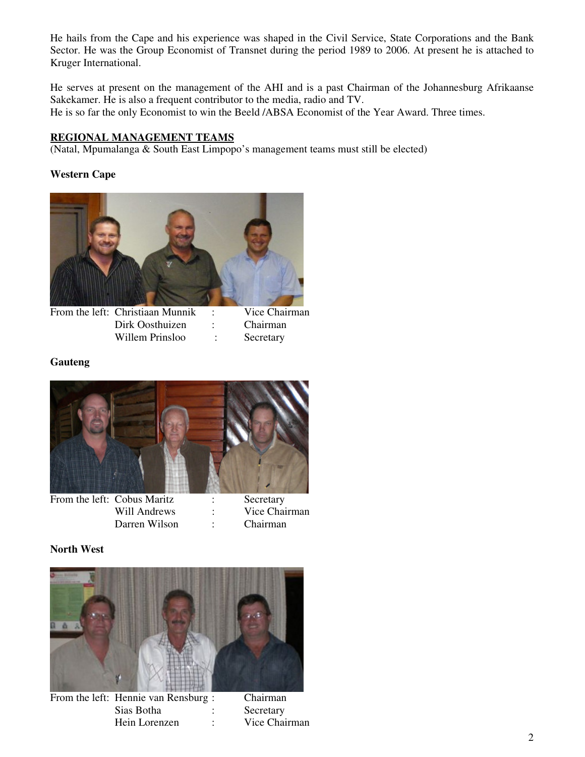He hails from the Cape and his experience was shaped in the Civil Service, State Corporations and the Bank Sector. He was the Group Economist of Transnet during the period 1989 to 2006. At present he is attached to Kruger International.

He serves at present on the management of the AHI and is a past Chairman of the Johannesburg Afrikaanse Sakekamer. He is also a frequent contributor to the media, radio and TV.
He is so far the only Economist to win the Beeld /ABSA Economist of the Year Award. Three times.

## REGIONAL MANAGEMENT TEAMS

(Natal, Mpumalanga & South East Limpopo's management teams must still be elected)

### Western Cape

| From the left: | | | |
|---|---|---|---|
| | Christiaan Munnik | : | Vice Chairman |
| | Dirk Oosthuizen | : | Chairman |
| | Willem Prinsloo | : | Secretary |

### Gauteng

| From the left: | | | |
|---|---|---|---|
| | Cobus Maritz | : | Secretary |
| | Will Andrews | : | Vice Chairman |
| | Darren Wilson | : | Chairman |

### North West

| From the left: | | | |
|---|---|---|---|
| | Hennie van Rensburg | : | Chairman |
| | Sias Botha | : | Secretary |
| | Hein Lorenzen | : | Vice Chairman |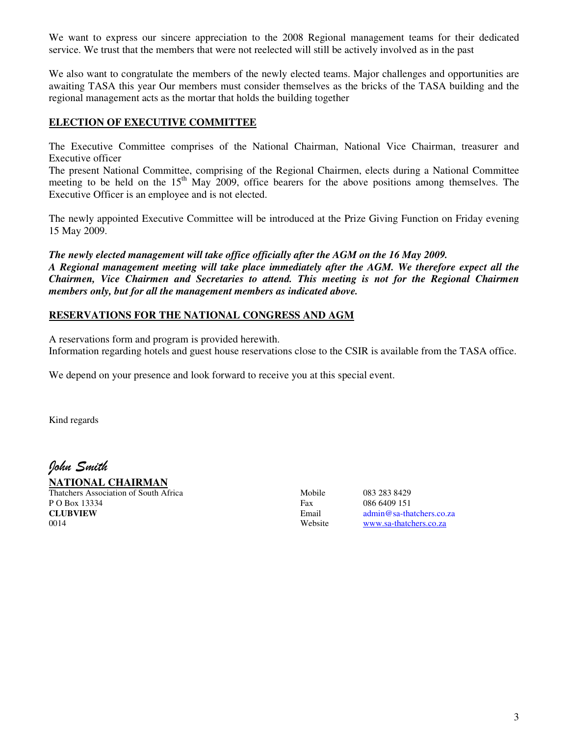We want to express our sincere appreciation to the 2008 Regional management teams for their dedicated service. We trust that the members that were not reelected will still be actively involved as in the past

We also want to congratulate the members of the newly elected teams. Major challenges and opportunities are awaiting TASA this year Our members must consider themselves as the bricks of the TASA building and the regional management acts as the mortar that holds the building together

## ELECTION OF EXECUTIVE COMMITTEE

The Executive Committee comprises of the National Chairman, National Vice Chairman, treasurer and Executive officer
The present National Committee, comprising of the Regional Chairmen, elects during a National Committee meeting to be held on the 15th May 2009, office bearers for the above positions among themselves. The Executive Officer is an employee and is not elected.

The newly appointed Executive Committee will be introduced at the Prize Giving Function on Friday evening 15 May 2009.

***The newly elected management will take office officially after the AGM on the 16 May 2009.***
***A Regional management meeting will take place immediately after the AGM. We therefore expect all the Chairmen, Vice Chairmen and Secretaries to attend. This meeting is not for the Regional Chairmen members only, but for all the management members as indicated above.***

## RESERVATIONS FOR THE NATIONAL CONGRESS AND AGM

A reservations form and program is provided herewith.
Information regarding hotels and guest house reservations close to the CSIR is available from the TASA office.

We depend on your presence and look forward to receive you at this special event.

Kind regards

*John Smith*
**NATIONAL CHAIRMAN**
Thatchers Association of South Africa
P O Box 13334
**CLUBVIEW**
0014

Mobile 083 283 8429
Fax 086 6409 151
Email admin@sa-thatchers.co.za
Website www.sa-thatchers.co.za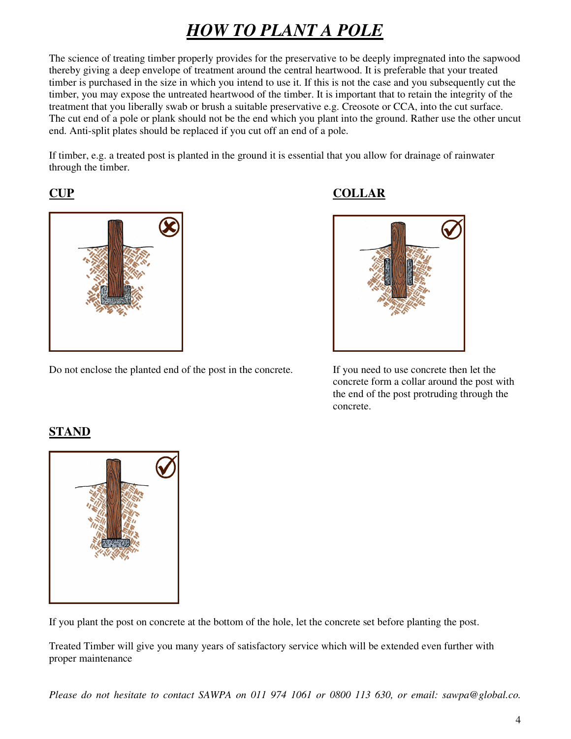# *HOW TO PLANT A POLE*

The science of treating timber properly provides for the preservative to be deeply impregnated into the sapwood thereby giving a deep envelope of treatment around the central heartwood. It is preferable that your treated timber is purchased in the size in which you intend to use it. If this is not the case and you subsequently cut the timber, you may expose the untreated heartwood of the timber. It is important that to retain the integrity of the treatment that you liberally swab or brush a suitable preservative e.g. Creosote or CCA, into the cut surface. The cut end of a pole or plank should not be the end which you plant into the ground. Rather use the other uncut end. Anti-split plates should be replaced if you cut off an end of a pole.

If timber, e.g. a treated post is planted in the ground it is essential that you allow for drainage of rainwater through the timber.

**CUP**

Do not enclose the planted end of the post in the concrete.

**COLLAR**

If you need to use concrete then let the concrete form a collar around the post with the end of the post protruding through the concrete.

**STAND**

If you plant the post on concrete at the bottom of the hole, let the concrete set before planting the post.

Treated Timber will give you many years of satisfactory service which will be extended even further with proper maintenance

*Please do not hesitate to contact SAWPA on 011 974 1061 or 0800 113 630, or email: sawpa@global.co.*